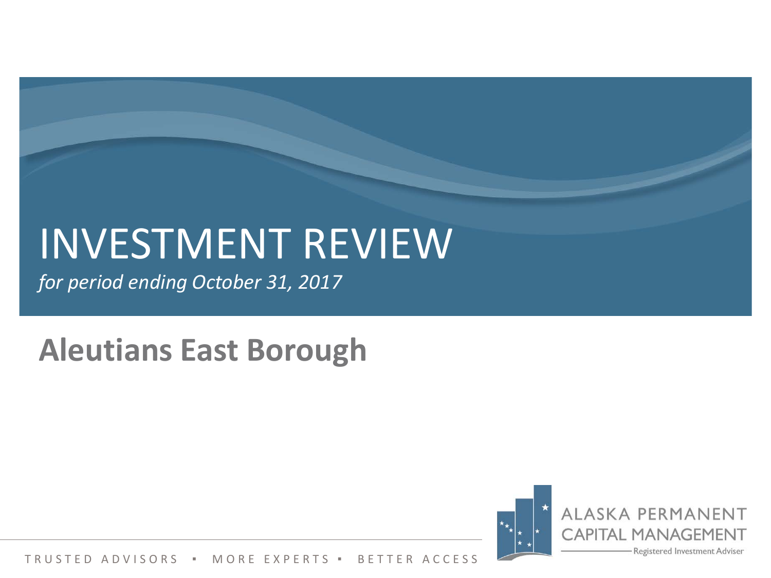# INVESTMENT REVIEW

*for period ending October 31, 2017*

## Aleutians East Borough

ALASKA PERMANENT CAPITAL MANAGEMENT

Registered Investment Adviser

TRUSTED ADVISORS ▪ MORE EXPERTS ▪ BETTER ACCESS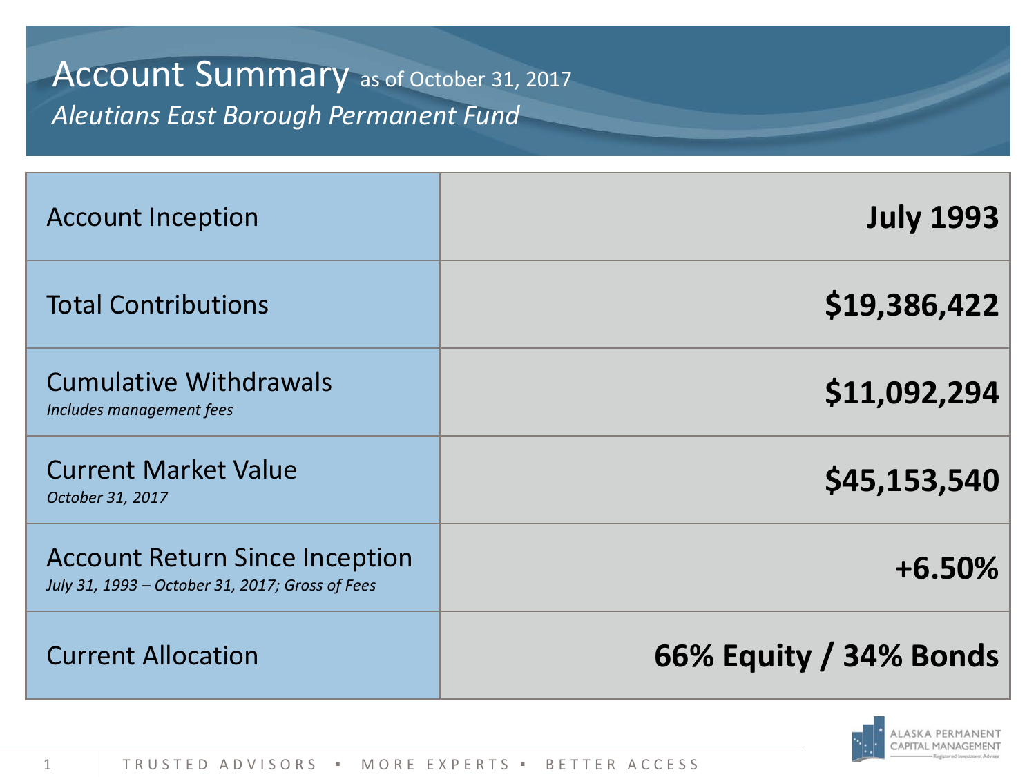# Account Summary as of October 31, 2017

*Aleutians East Borough Permanent Fund*

| | |
|---|---|
| Account Inception | **July 1993** |
| Total Contributions | **$19,386,422** |
| Cumulative Withdrawals *Includes management fees* | **$11,092,294** |
| Current Market Value *October 31, 2017* | **$45,153,540** |
| Account Return Since Inception *July 31, 1993 – October 31, 2017; Gross of Fees* | **+6.50%** |
| Current Allocation | **66% Equity / 34% Bonds** |

TRUSTED ADVISORS ▪ MORE EXPERTS ▪ BETTER ACCESS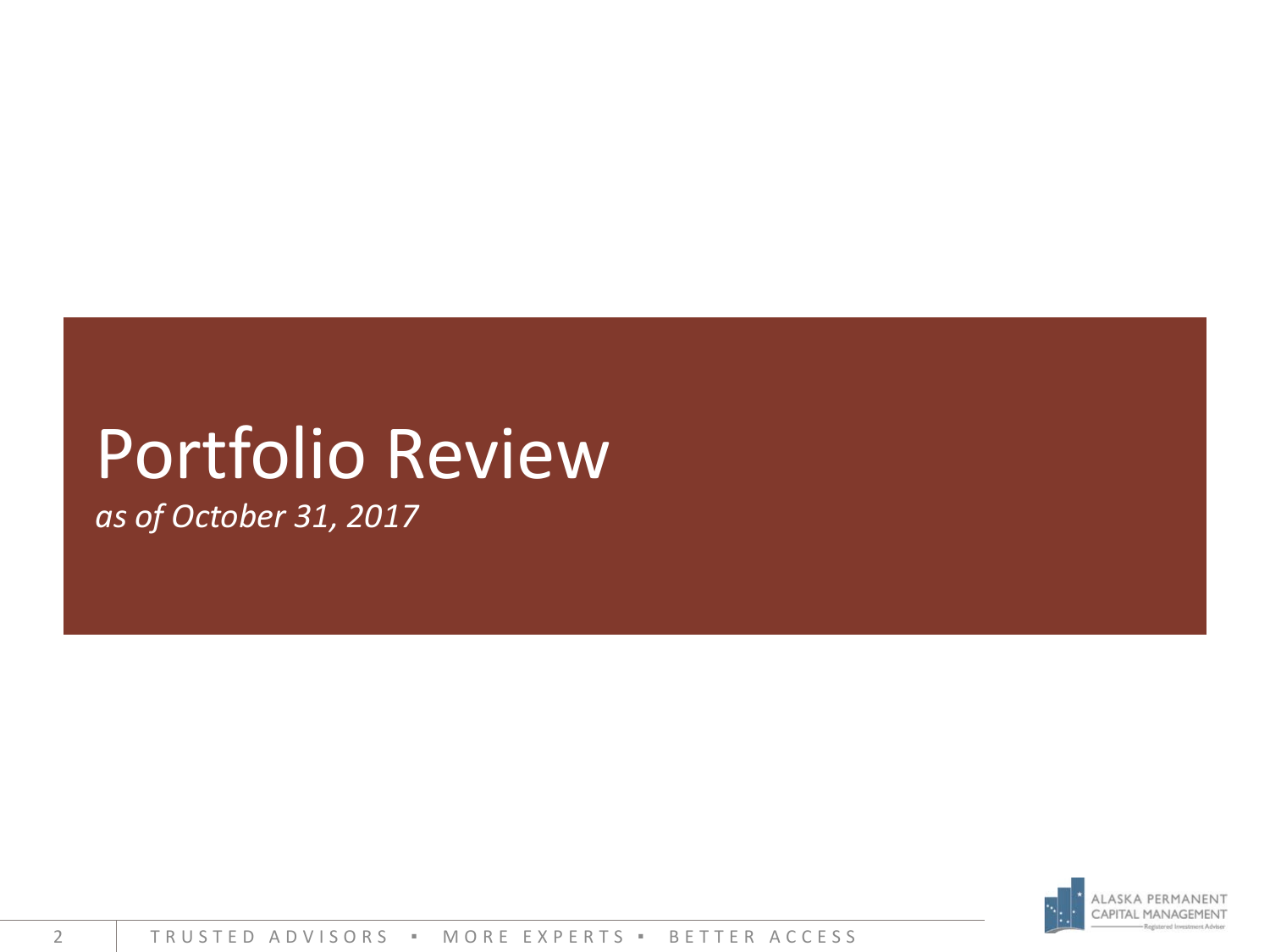# Portfolio Review

*as of October 31, 2017*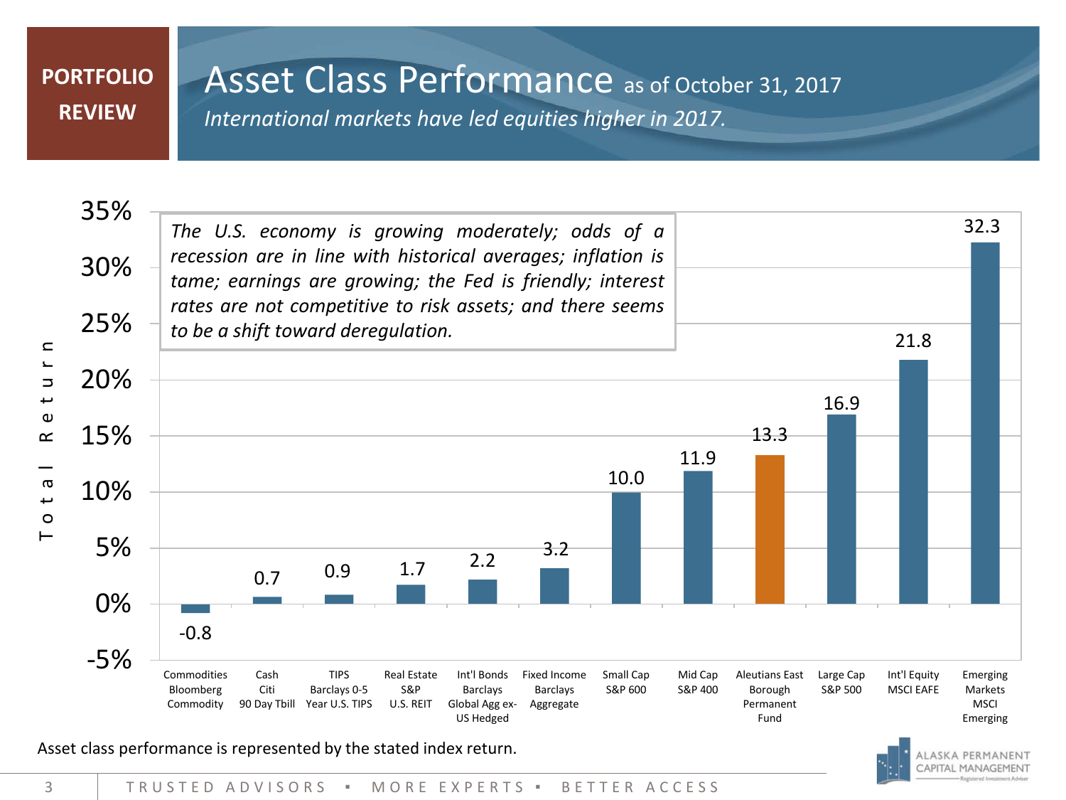PORTFOLIO REVIEW

# Asset Class Performance as of October 31, 2017

*International markets have led equities higher in 2017.*

*The U.S. economy is growing moderately; odds of a recession are in line with historical averages; inflation is tame; earnings are growing; the Fed is friendly; interest rates are not competitive to risk assets; and there seems to be a shift toward deregulation.*

| Asset Class | Total Return (%) |
|---|---|
| Commodities Bloomberg Commodity | -0.8 |
| Cash Citi 90 Day Tbill | 0.7 |
| TIPS Barclays 0-5 Year U.S. TIPS | 0.9 |
| Real Estate S&P U.S. REIT | 1.7 |
| Int'l Bonds Barclays Global Agg ex-US Hedged | 2.2 |
| Fixed Income Barclays Aggregate | 3.2 |
| Small Cap S&P 600 | 10.0 |
| Mid Cap S&P 400 | 11.9 |
| Aleutians East Borough Permanent Fund | 13.3 |
| Large Cap S&P 500 | 16.9 |
| Int'l Equity MSCI EAFE | 21.8 |
| Emerging Markets MSCI Emerging | 32.3 |

Asset class performance is represented by the stated index return.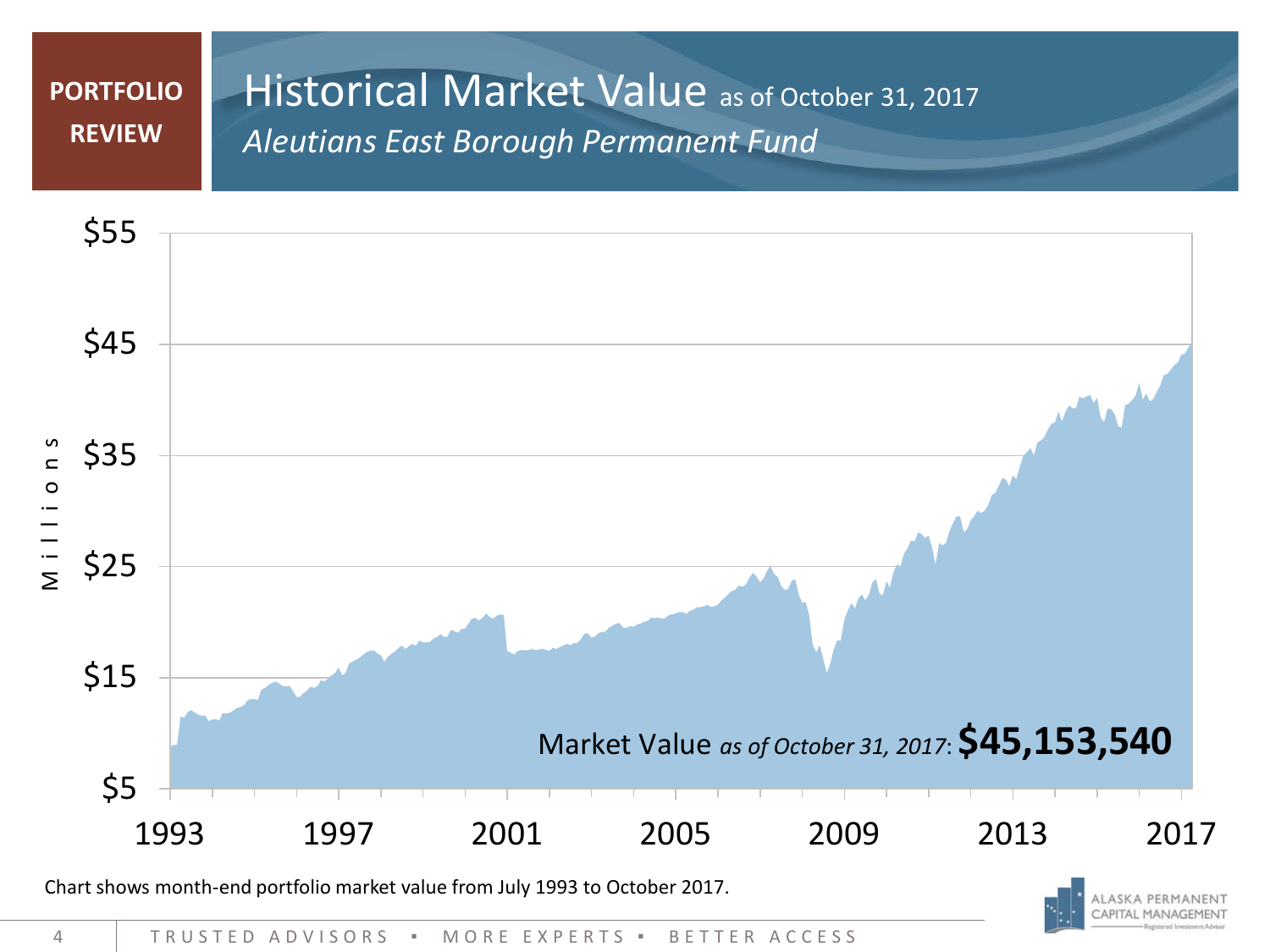PORTFOLIO REVIEW

# Historical Market Value as of October 31, 2017

*Aleutians East Borough Permanent Fund*

Millions

$55

$45

$35

$25

$15

$5

1993 1997 2001 2005 2009 2013 2017

Market Value *as of October 31, 2017*: **$45,153,540**

Chart shows month-end portfolio market value from July 1993 to October 2017.

TRUSTED ADVISORS ▪ MORE EXPERTS ▪ BETTER ACCESS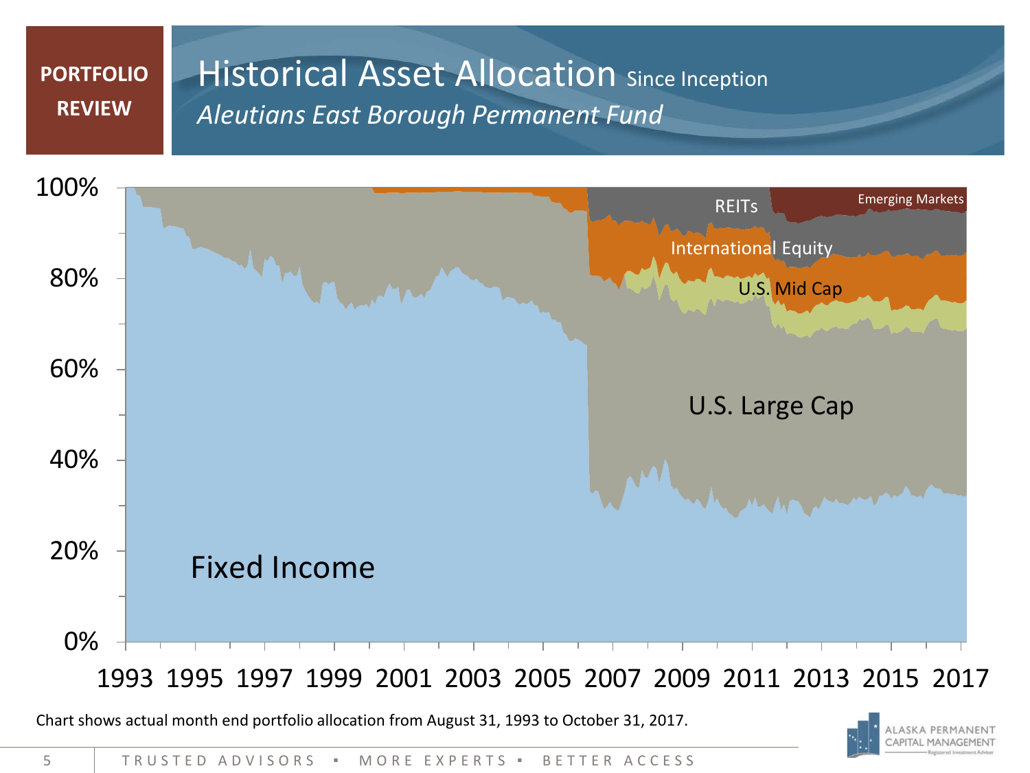PORTFOLIO REVIEW

# Historical Asset Allocation Since Inception

*Aleutians East Borough Permanent Fund*

Chart shows actual month end portfolio allocation from August 31, 1993 to October 31, 2017.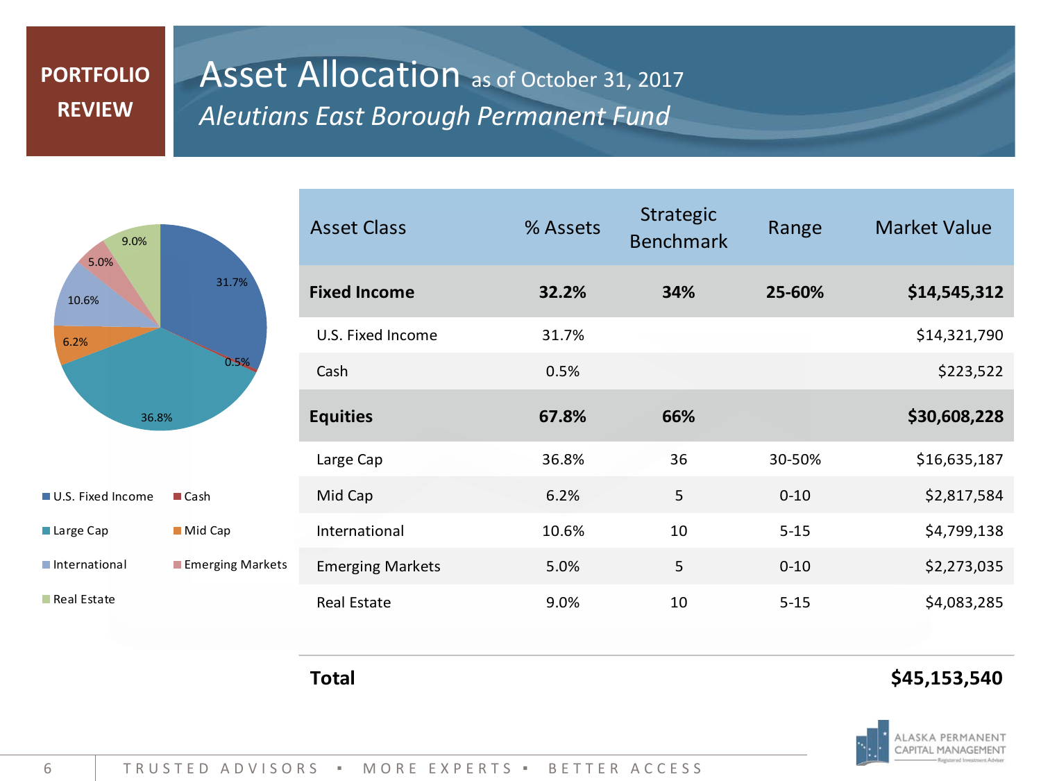PORTFOLIO REVIEW

# Asset Allocation as of October 31, 2017

*Aleutians East Borough Permanent Fund*

| Asset Class | % Assets | Strategic Benchmark | Range | Market Value |
|---|---|---|---|---|
| **Fixed Income** | **32.2%** | **34%** | **25-60%** | **$14,545,312** |
| U.S. Fixed Income | 31.7% | | | $14,321,790 |
| Cash | 0.5% | | | $223,522 |
| **Equities** | **67.8%** | **66%** | | **$30,608,228** |
| Large Cap | 36.8% | 36 | 30-50% | $16,635,187 |
| Mid Cap | 6.2% | 5 | 0-10 | $2,817,584 |
| International | 10.6% | 10 | 5-15 | $4,799,138 |
| Emerging Markets | 5.0% | 5 | 0-10 | $2,273,035 |
| Real Estate | 9.0% | 10 | 5-15 | $4,083,285 |
| **Total** | | | | **$45,153,540** |

Pie chart legend: U.S. Fixed Income 31.7%, Cash 0.5%, Large Cap 36.8%, Mid Cap 6.2%, International 10.6%, Emerging Markets 5.0%, Real Estate 9.0%

TRUSTED ADVISORS ▪ MORE EXPERTS ▪ BETTER ACCESS

ALASKA PERMANENT CAPITAL MANAGEMENT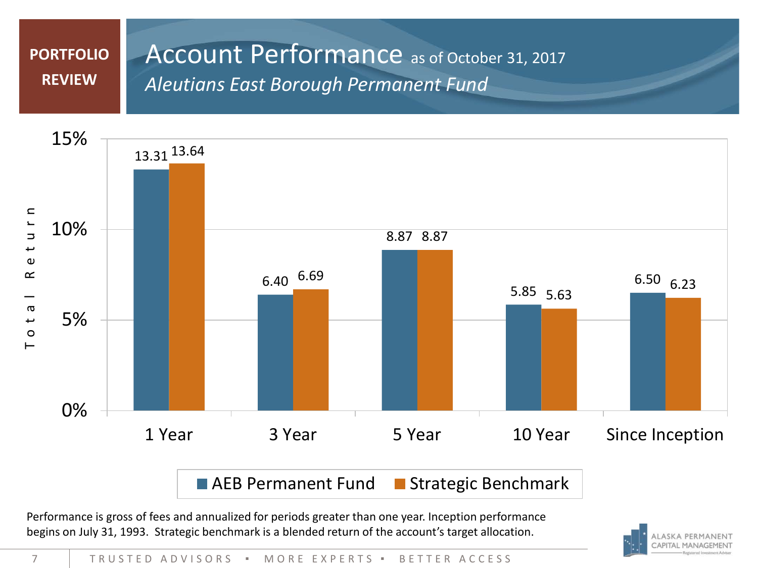PORTFOLIO REVIEW

# Account Performance as of October 31, 2017

*Aleutians East Borough Permanent Fund*

| Period | AEB Permanent Fund | Strategic Benchmark |
| --- | --- | --- |
| 1 Year | 13.31 | 13.64 |
| 3 Year | 6.40 | 6.69 |
| 5 Year | 8.87 | 8.87 |
| 10 Year | 5.85 | 5.63 |
| Since Inception | 6.50 | 6.23 |

Performance is gross of fees and annualized for periods greater than one year. Inception performance begins on July 31, 1993. Strategic benchmark is a blended return of the account's target allocation.

TRUSTED ADVISORS ▪ MORE EXPERTS ▪ BETTER ACCESS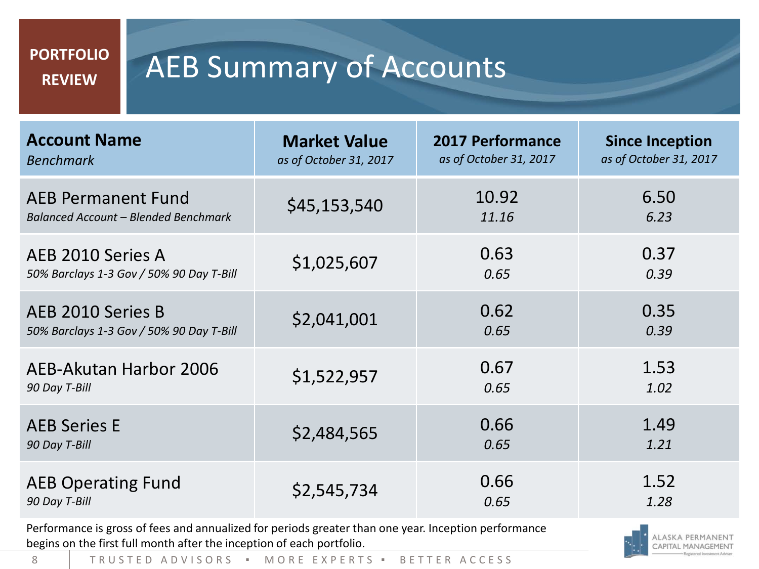PORTFOLIO REVIEW

# AEB Summary of Accounts

| **Account Name**<br>*Benchmark* | **Market Value**<br>*as of October 31, 2017* | **2017 Performance**<br>*as of October 31, 2017* | **Since Inception**<br>*as of October 31, 2017* |
|---|---|---|---|
| AEB Permanent Fund<br>*Balanced Account – Blended Benchmark* | $45,153,540 | 10.92<br>*11.16* | 6.50<br>*6.23* |
| AEB 2010 Series A<br>*50% Barclays 1-3 Gov / 50% 90 Day T-Bill* | $1,025,607 | 0.63<br>*0.65* | 0.37<br>*0.39* |
| AEB 2010 Series B<br>*50% Barclays 1-3 Gov / 50% 90 Day T-Bill* | $2,041,001 | 0.62<br>*0.65* | 0.35<br>*0.39* |
| AEB-Akutan Harbor 2006<br>*90 Day T-Bill* | $1,522,957 | 0.67<br>*0.65* | 1.53<br>*1.02* |
| AEB Series E<br>*90 Day T-Bill* | $2,484,565 | 0.66<br>*0.65* | 1.49<br>*1.21* |
| AEB Operating Fund<br>*90 Day T-Bill* | $2,545,734 | 0.66<br>*0.65* | 1.52<br>*1.28* |

Performance is gross of fees and annualized for periods greater than one year. Inception performance begins on the first full month after the inception of each portfolio.

TRUSTED ADVISORS ▪ MORE EXPERTS ▪ BETTER ACCESS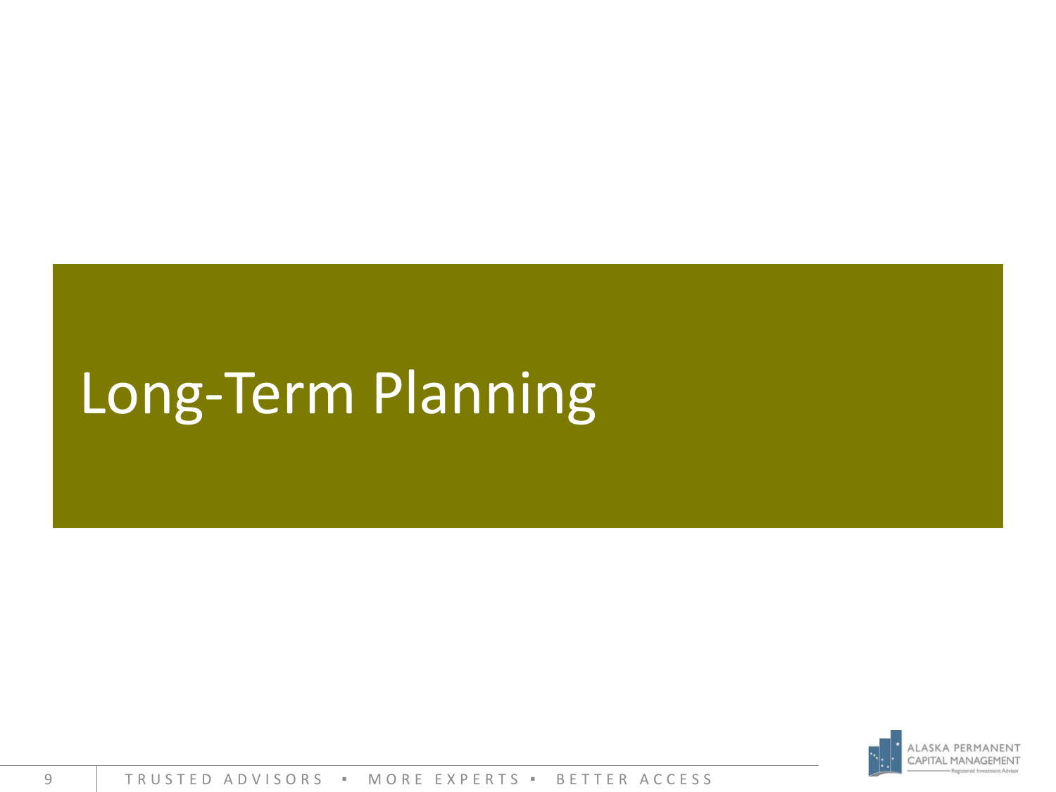# Long-Term Planning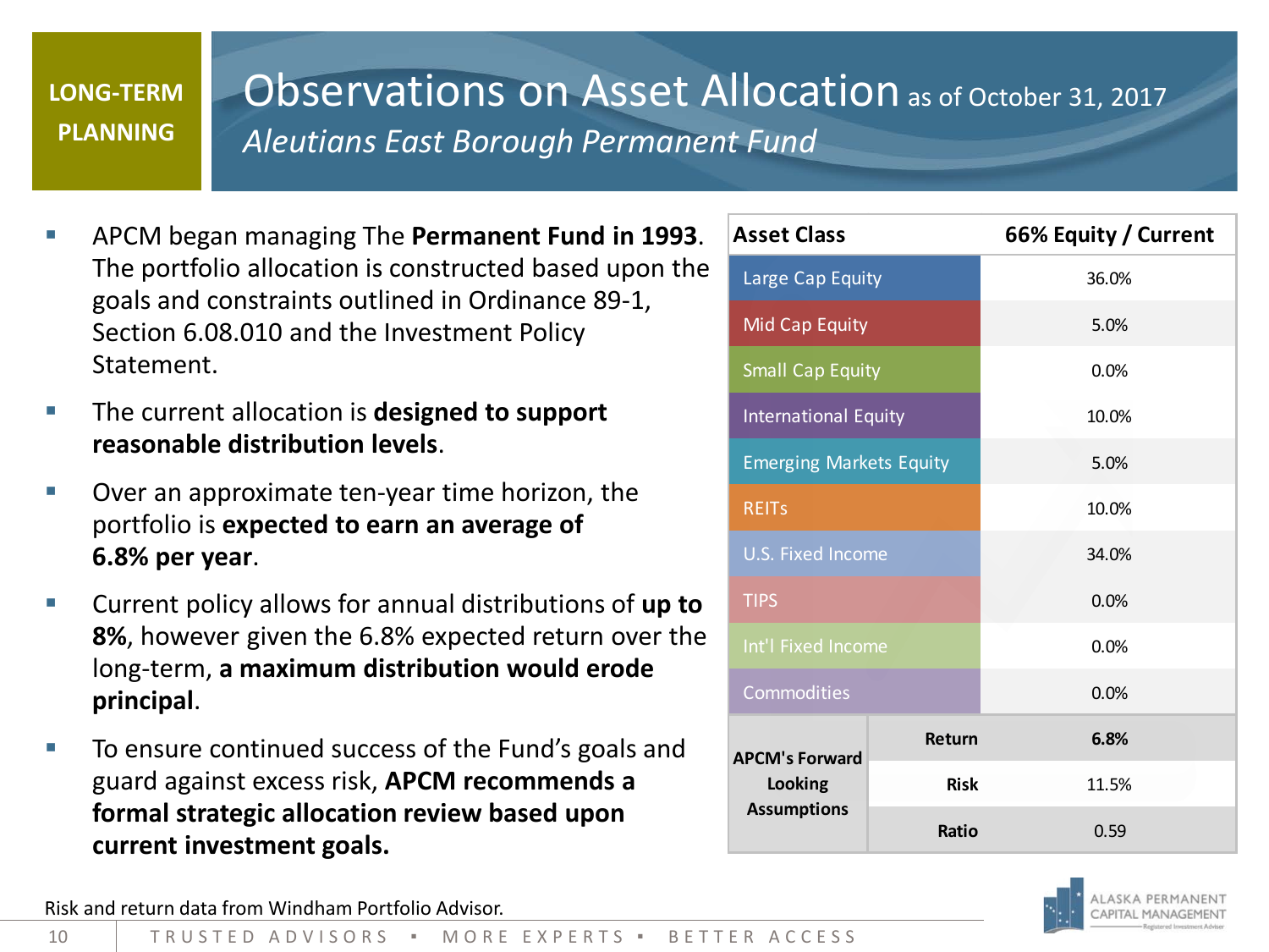LONG-TERM PLANNING

# Observations on Asset Allocation as of October 31, 2017

*Aleutians East Borough Permanent Fund*

- APCM began managing The **Permanent Fund in 1993**. The portfolio allocation is constructed based upon the goals and constraints outlined in Ordinance 89-1, Section 6.08.010 and the Investment Policy Statement.
- The current allocation is **designed to support reasonable distribution levels**.
- Over an approximate ten-year time horizon, the portfolio is **expected to earn an average of 6.8% per year**.
- Current policy allows for annual distributions of **up to 8%**, however given the 6.8% expected return over the long-term, **a maximum distribution would erode principal**.
- To ensure continued success of the Fund's goals and guard against excess risk, **APCM recommends a formal strategic allocation review based upon current investment goals.**

| Asset Class | | 66% Equity / Current |
|---|---|---|
| Large Cap Equity | | 36.0% |
| Mid Cap Equity | | 5.0% |
| Small Cap Equity | | 0.0% |
| International Equity | | 10.0% |
| Emerging Markets Equity | | 5.0% |
| REITs | | 10.0% |
| U.S. Fixed Income | | 34.0% |
| TIPS | | 0.0% |
| Int'l Fixed Income | | 0.0% |
| Commodities | | 0.0% |
| APCM's Forward Looking Assumptions | Return | 6.8% |
| | Risk | 11.5% |
| | Ratio | 0.59 |

Risk and return data from Windham Portfolio Advisor.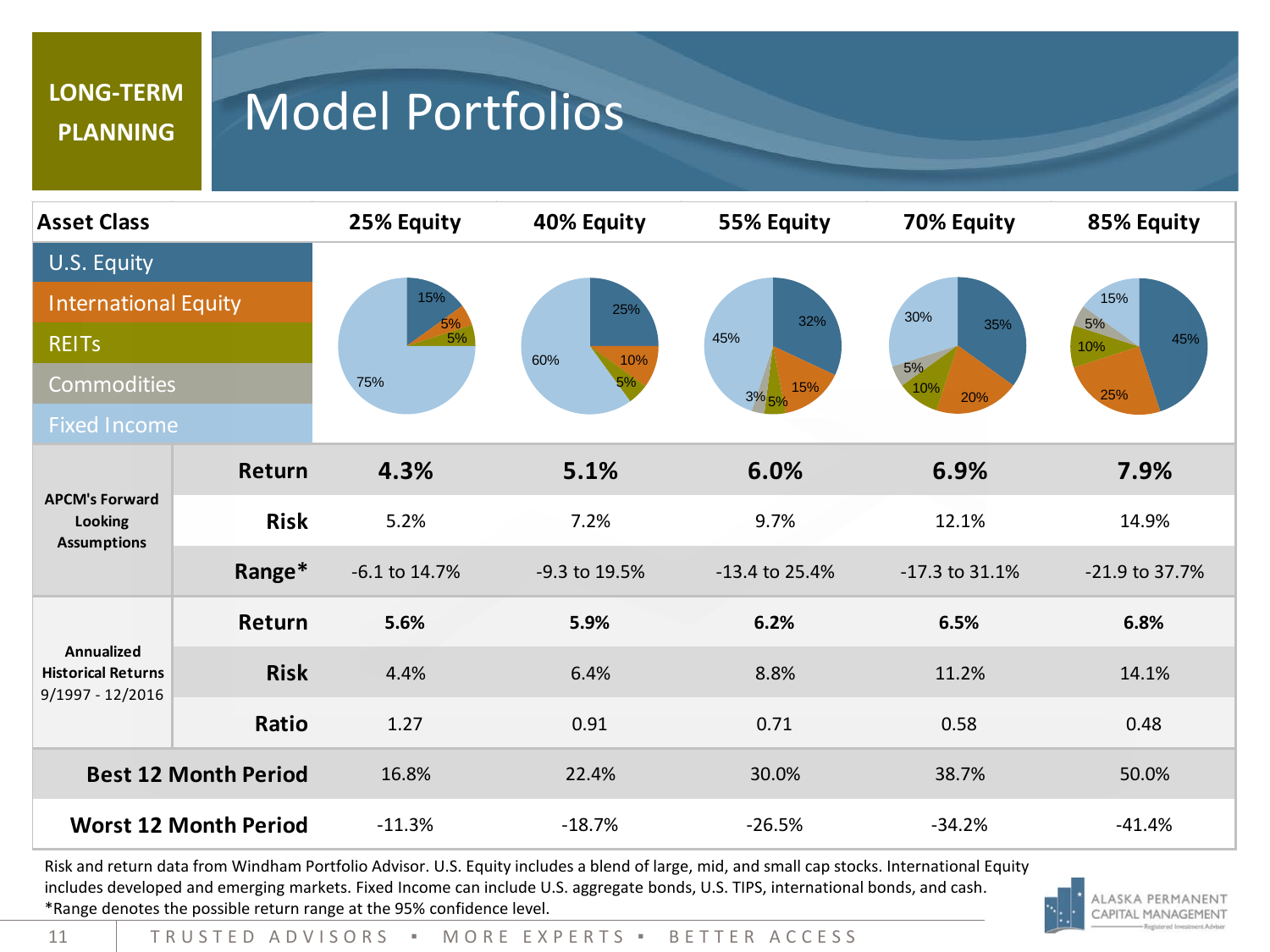LONG-TERM PLANNING

# Model Portfolios

| Asset Class | 25% Equity | 40% Equity | 55% Equity | 70% Equity | 85% Equity |
|---|---|---|---|---|---|
| U.S. Equity | 15% | 25% | 32% | 35% | 45% |
| International Equity | 5% | 10% | 15% | 20% | 25% |
| REITs | 5% | 5% | 5% | 10% | 10% |
| Commodities | | | 3% | 5% | 5% |
| Fixed Income | 75% | 60% | 45% | 30% | 15% |
| **APCM's Forward Looking Assumptions** – Return | **4.3%** | **5.1%** | **6.0%** | **6.9%** | **7.9%** |
| Risk | 5.2% | 7.2% | 9.7% | 12.1% | 14.9% |
| Range* | -6.1 to 14.7% | -9.3 to 19.5% | -13.4 to 25.4% | -17.3 to 31.1% | -21.9 to 37.7% |
| **Annualized Historical Returns 9/1997 - 12/2016** – Return | **5.6%** | **5.9%** | **6.2%** | **6.5%** | **6.8%** |
| Risk | 4.4% | 6.4% | 8.8% | 11.2% | 14.1% |
| Ratio | 1.27 | 0.91 | 0.71 | 0.58 | 0.48 |
| **Best 12 Month Period** | 16.8% | 22.4% | 30.0% | 38.7% | 50.0% |
| **Worst 12 Month Period** | -11.3% | -18.7% | -26.5% | -34.2% | -41.4% |

Risk and return data from Windham Portfolio Advisor. U.S. Equity includes a blend of large, mid, and small cap stocks. International Equity includes developed and emerging markets. Fixed Income can include U.S. aggregate bonds, U.S. TIPS, international bonds, and cash.
*Range denotes the possible return range at the 95% confidence level.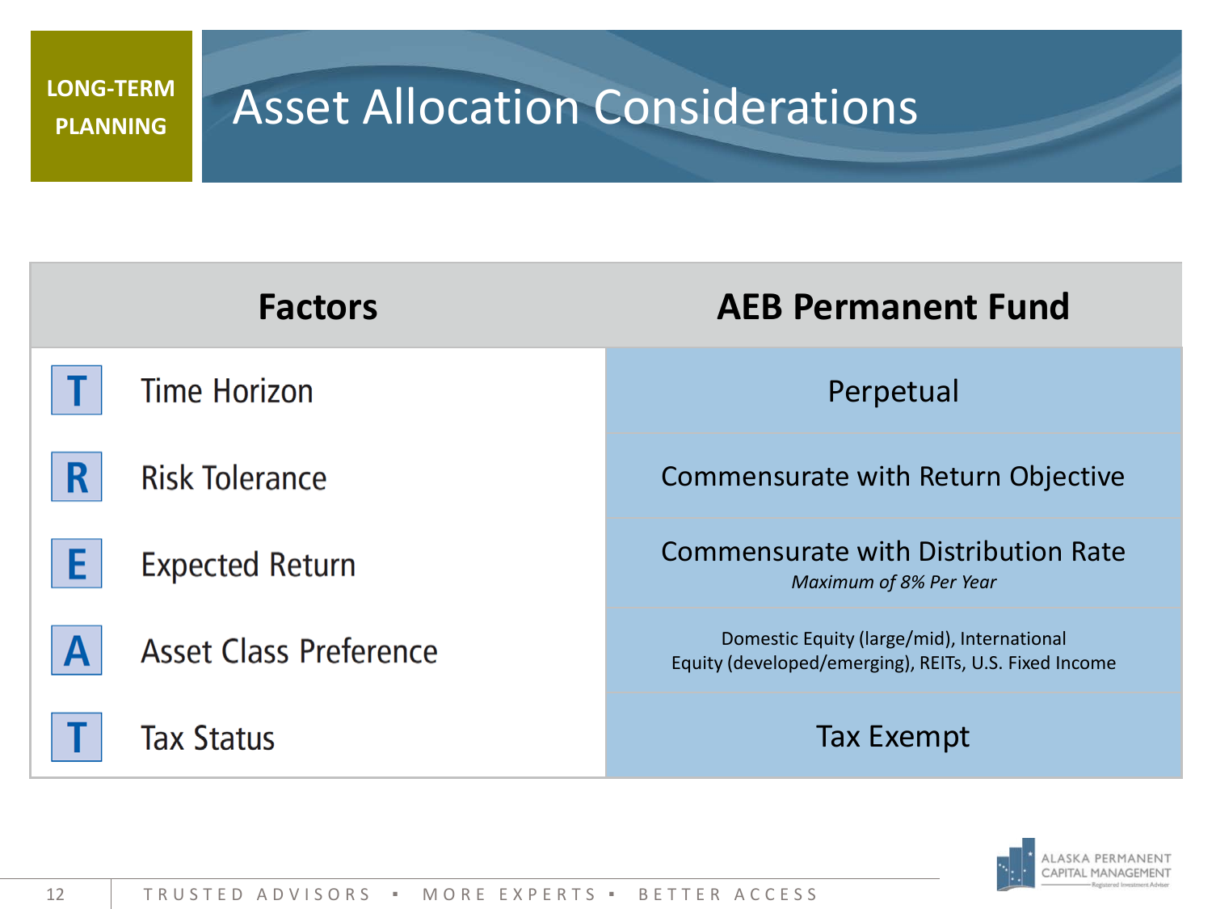LONG-TERM PLANNING

# Asset Allocation Considerations

| Factors | | AEB Permanent Fund |
|---|---|---|
| T | Time Horizon | Perpetual |
| R | Risk Tolerance | Commensurate with Return Objective |
| E | Expected Return | Commensurate with Distribution Rate<br>*Maximum of 8% Per Year* |
| A | Asset Class Preference | Domestic Equity (large/mid), International Equity (developed/emerging), REITs, U.S. Fixed Income |
| T | Tax Status | Tax Exempt |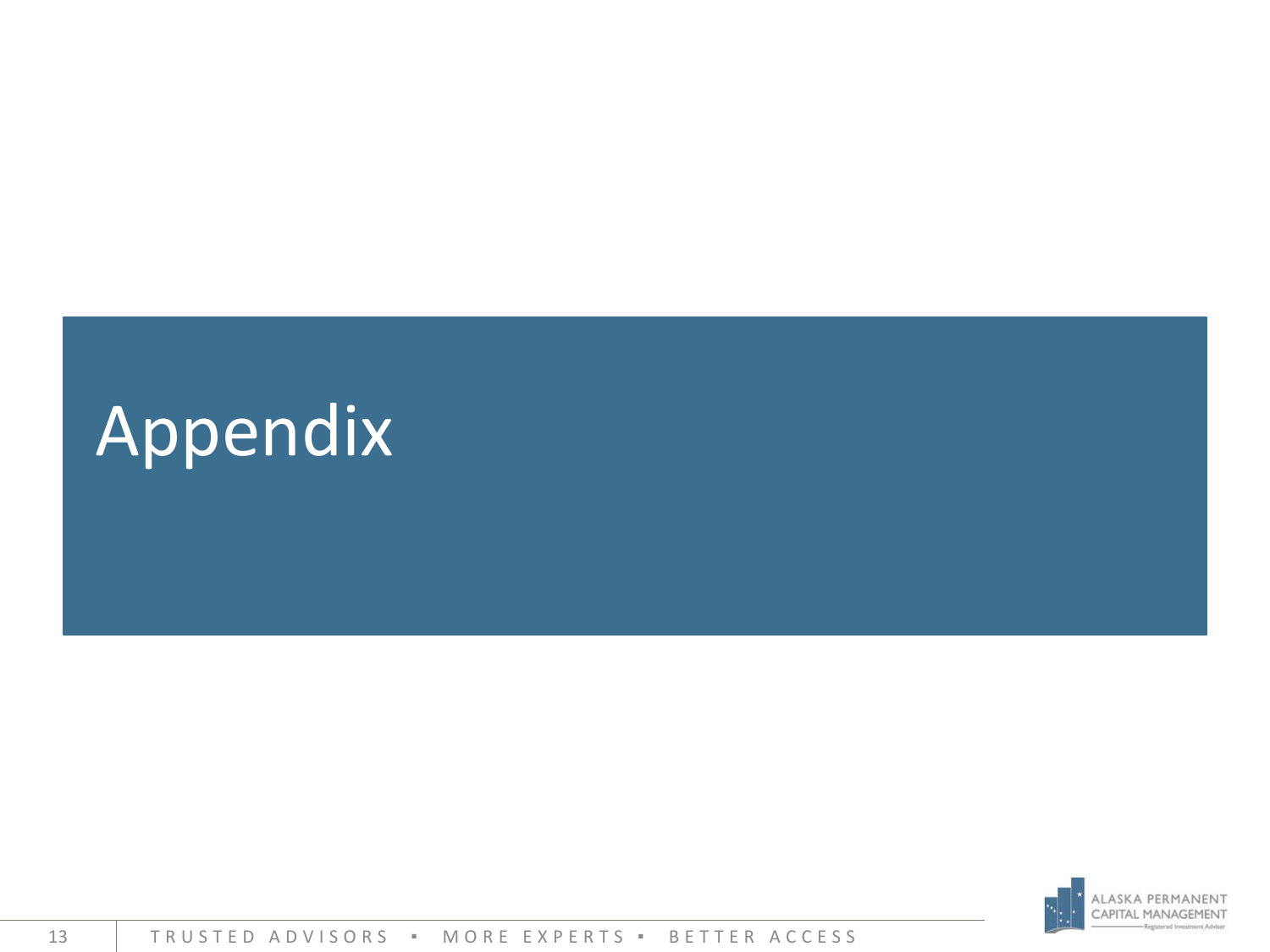# Appendix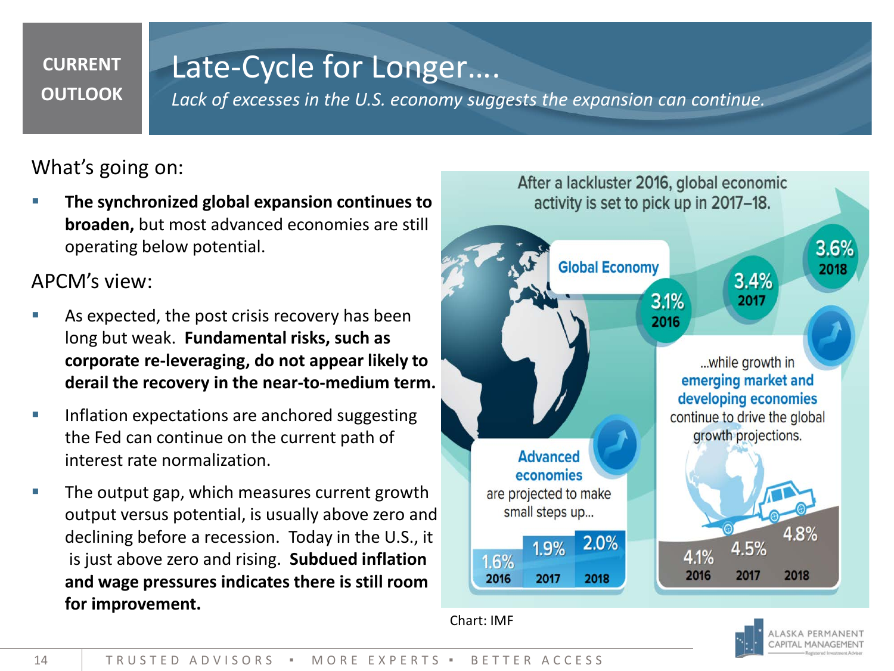**CURRENT OUTLOOK**

# Late-Cycle for Longer….

*Lack of excesses in the U.S. economy suggests the expansion can continue.*

What's going on:

- **The synchronized global expansion continues to broaden,** but most advanced economies are still operating below potential.

APCM's view:

- As expected, the post crisis recovery has been long but weak. **Fundamental risks, such as corporate re-leveraging, do not appear likely to derail the recovery in the near-to-medium term.**
- Inflation expectations are anchored suggesting the Fed can continue on the current path of interest rate normalization.
- The output gap, which measures current growth output versus potential, is usually above zero and declining before a recession. Today in the U.S., it is just above zero and rising. **Subdued inflation and wage pressures indicates there is still room for improvement.**

After a lackluster 2016, global economic activity is set to pick up in 2017–18.

Global Economy: 3.1% (2016), 3.4% (2017), 3.6% (2018)

Advanced economies are projected to make small steps up...

| 2016 | 2017 | 2018 |
|---|---|---|
| 1.6% | 1.9% | 2.0% |

...while growth in emerging market and developing economies continue to drive the global growth projections.

| 2016 | 2017 | 2018 |
|---|---|---|
| 4.1% | 4.5% | 4.8% |

Chart: IMF

TRUSTED ADVISORS ▪ MORE EXPERTS ▪ BETTER ACCESS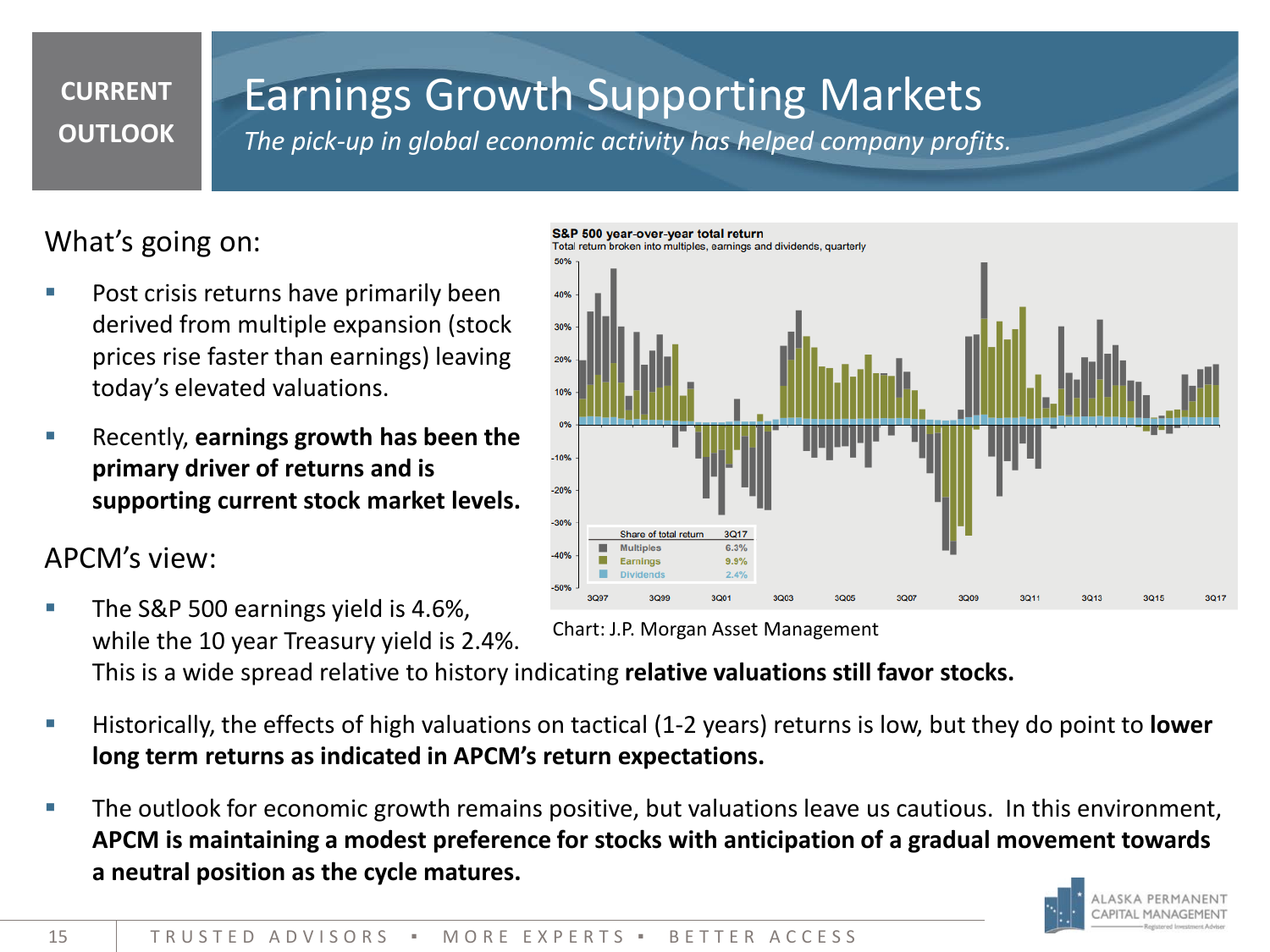# CURRENT OUTLOOK

## Earnings Growth Supporting Markets

*The pick-up in global economic activity has helped company profits.*

### What's going on:

- Post crisis returns have primarily been derived from multiple expansion (stock prices rise faster than earnings) leaving today's elevated valuations.
- Recently, **earnings growth has been the primary driver of returns and is supporting current stock market levels.**

### APCM's view:

- The S&P 500 earnings yield is 4.6%, while the 10 year Treasury yield is 2.4%. This is a wide spread relative to history indicating **relative valuations still favor stocks.**
- Historically, the effects of high valuations on tactical (1-2 years) returns is low, but they do point to **lower long term returns as indicated in APCM's return expectations.**
- The outlook for economic growth remains positive, but valuations leave us cautious. In this environment, **APCM is maintaining a modest preference for stocks with anticipation of a gradual movement towards a neutral position as the cycle matures.**

**S&P 500 year-over-year total return**
Total return broken into multiples, earnings and dividends, quarterly

| Share of total return | 3Q17 |
| --- | --- |
| Multiples | 6.3% |
| Earnings | 9.9% |
| Dividends | 2.4% |

Chart: J.P. Morgan Asset Management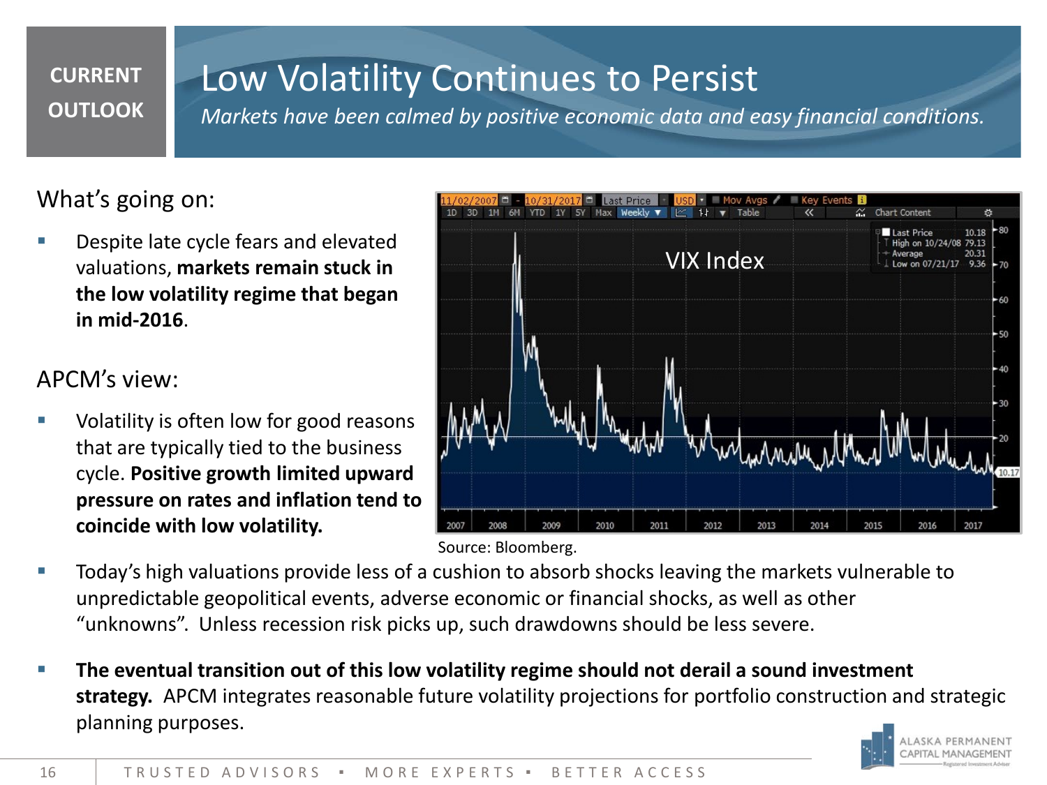CURRENT OUTLOOK

# Low Volatility Continues to Persist

*Markets have been calmed by positive economic data and easy financial conditions.*

## What's going on:

- Despite late cycle fears and elevated valuations, **markets remain stuck in the low volatility regime that began in mid-2016**.

## APCM's view:

- Volatility is often low for good reasons that are typically tied to the business cycle. **Positive growth limited upward pressure on rates and inflation tend to coincide with low volatility.**

VIX Index

Source: Bloomberg.

- Today's high valuations provide less of a cushion to absorb shocks leaving the markets vulnerable to unpredictable geopolitical events, adverse economic or financial shocks, as well as other "unknowns". Unless recession risk picks up, such drawdowns should be less severe.
- **The eventual transition out of this low volatility regime should not derail a sound investment strategy.** APCM integrates reasonable future volatility projections for portfolio construction and strategic planning purposes.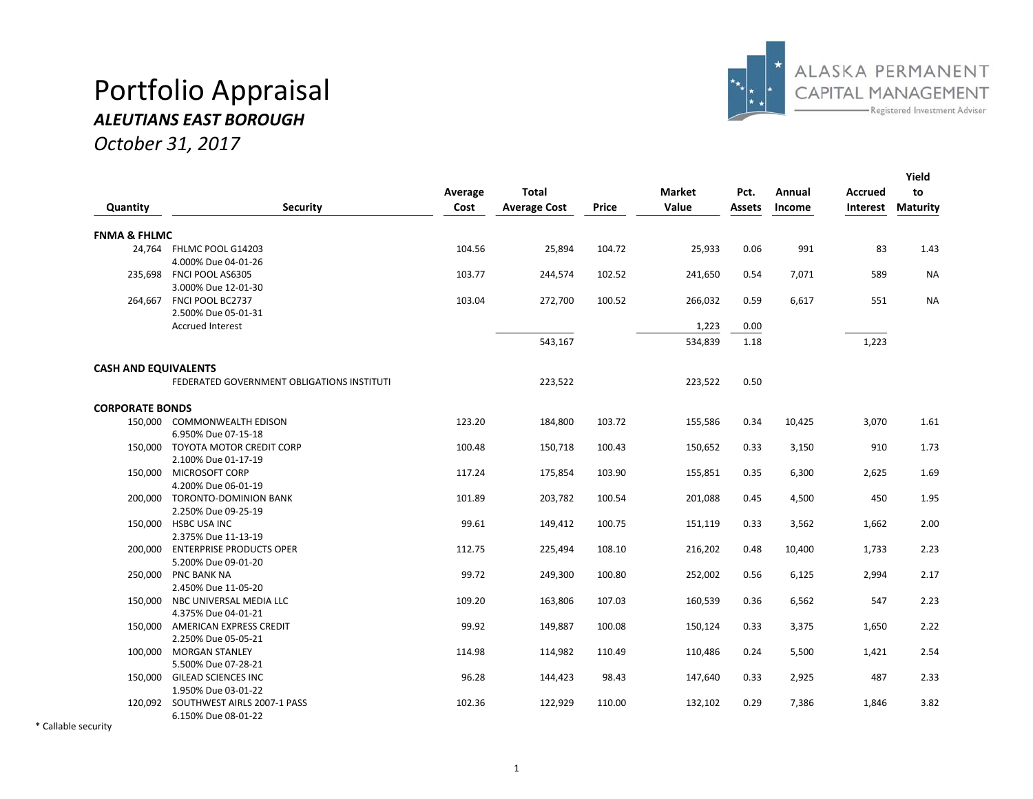# Portfolio Appraisal

***ALEUTIANS EAST BOROUGH***

*October 31, 2017*

| Quantity | Security | Average Cost | Total Average Cost | Price | Market Value | Pct. Assets | Annual Income | Accrued Interest | Yield to Maturity |
|---|---|---|---|---|---|---|---|---|---|
| **FNMA & FHLMC** | | | | | | | | | |
| 24,764 | FHLMC POOL G14203 4.000% Due 04-01-26 | 104.56 | 25,894 | 104.72 | 25,933 | 0.06 | 991 | 83 | 1.43 |
| 235,698 | FNCI POOL AS6305 3.000% Due 12-01-30 | 103.77 | 244,574 | 102.52 | 241,650 | 0.54 | 7,071 | 589 | NA |
| 264,667 | FNCI POOL BC2737 2.500% Due 05-01-31 | 103.04 | 272,700 | 100.52 | 266,032 | 0.59 | 6,617 | 551 | NA |
| | Accrued Interest | | | | 1,223 | 0.00 | | | |
| | | | 543,167 | | 534,839 | 1.18 | | 1,223 | |
| **CASH AND EQUIVALENTS** | | | | | | | | | |
| | FEDERATED GOVERNMENT OBLIGATIONS INSTITUTI | | 223,522 | | 223,522 | 0.50 | | | |
| **CORPORATE BONDS** | | | | | | | | | |
| 150,000 | COMMONWEALTH EDISON 6.950% Due 07-15-18 | 123.20 | 184,800 | 103.72 | 155,586 | 0.34 | 10,425 | 3,070 | 1.61 |
| 150,000 | TOYOTA MOTOR CREDIT CORP 2.100% Due 01-17-19 | 100.48 | 150,718 | 100.43 | 150,652 | 0.33 | 3,150 | 910 | 1.73 |
| 150,000 | MICROSOFT CORP 4.200% Due 06-01-19 | 117.24 | 175,854 | 103.90 | 155,851 | 0.35 | 6,300 | 2,625 | 1.69 |
| 200,000 | TORONTO-DOMINION BANK 2.250% Due 09-25-19 | 101.89 | 203,782 | 100.54 | 201,088 | 0.45 | 4,500 | 450 | 1.95 |
| 150,000 | HSBC USA INC 2.375% Due 11-13-19 | 99.61 | 149,412 | 100.75 | 151,119 | 0.33 | 3,562 | 1,662 | 2.00 |
| 200,000 | ENTERPRISE PRODUCTS OPER 5.200% Due 09-01-20 | 112.75 | 225,494 | 108.10 | 216,202 | 0.48 | 10,400 | 1,733 | 2.23 |
| 250,000 | PNC BANK NA 2.450% Due 11-05-20 | 99.72 | 249,300 | 100.80 | 252,002 | 0.56 | 6,125 | 2,994 | 2.17 |
| 150,000 | NBC UNIVERSAL MEDIA LLC 4.375% Due 04-01-21 | 109.20 | 163,806 | 107.03 | 160,539 | 0.36 | 6,562 | 547 | 2.23 |
| 150,000 | AMERICAN EXPRESS CREDIT 2.250% Due 05-05-21 | 99.92 | 149,887 | 100.08 | 150,124 | 0.33 | 3,375 | 1,650 | 2.22 |
| 100,000 | MORGAN STANLEY 5.500% Due 07-28-21 | 114.98 | 114,982 | 110.49 | 110,486 | 0.24 | 5,500 | 1,421 | 2.54 |
| 150,000 | GILEAD SCIENCES INC 1.950% Due 03-01-22 | 96.28 | 144,423 | 98.43 | 147,640 | 0.33 | 2,925 | 487 | 2.33 |
| 120,092 | SOUTHWEST AIRLS 2007-1 PASS 6.150% Due 08-01-22 | 102.36 | 122,929 | 110.00 | 132,102 | 0.29 | 7,386 | 1,846 | 3.82 |

* Callable security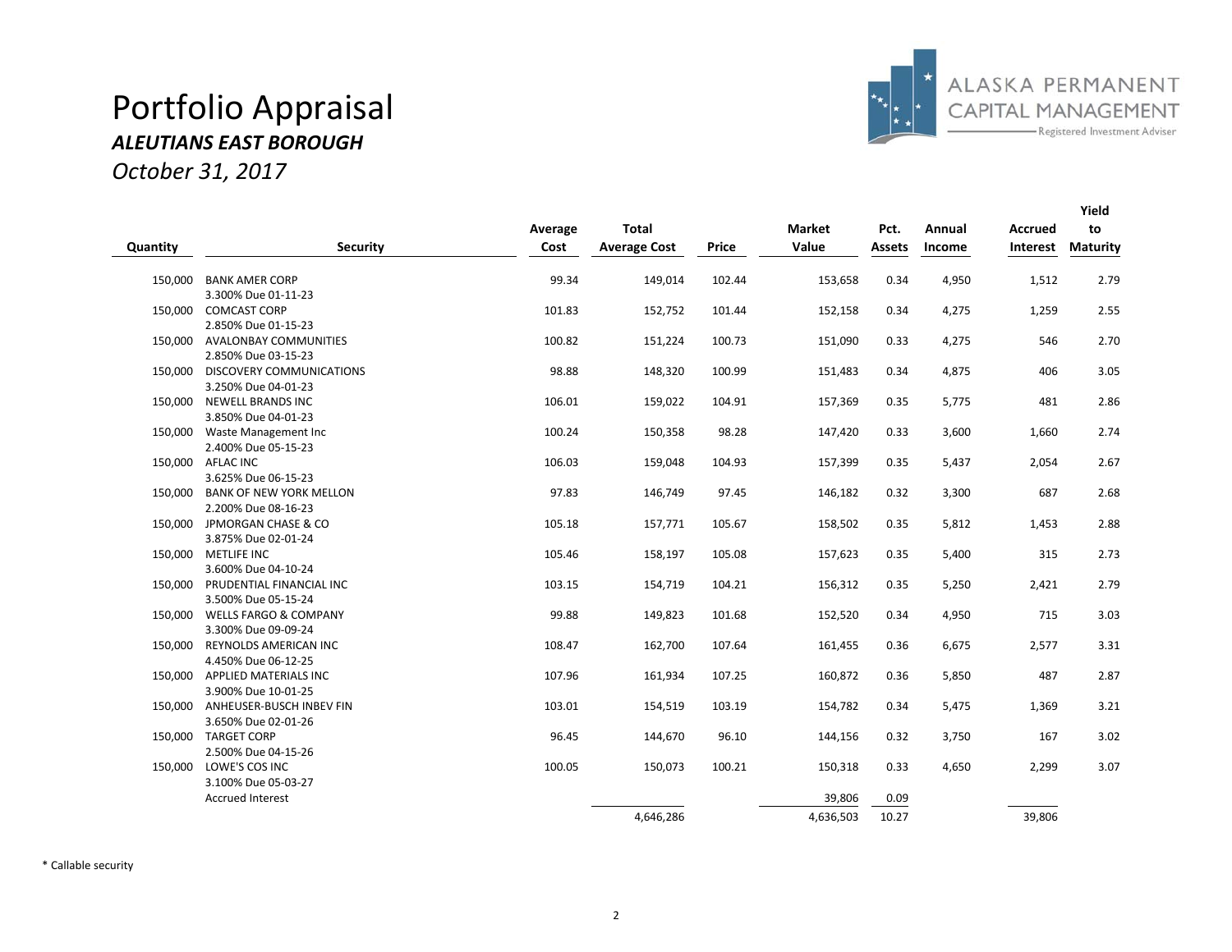# Portfolio Appraisal

## *ALEUTIANS EAST BOROUGH*

*October 31, 2017*

| Quantity | Security | Average Cost | Total Average Cost | Price | Market Value | Pct. Assets | Annual Income | Accrued Interest | Yield to Maturity |
|---|---|---|---|---|---|---|---|---|---|
| 150,000 | BANK AMER CORP 3.300% Due 01-11-23 | 99.34 | 149,014 | 102.44 | 153,658 | 0.34 | 4,950 | 1,512 | 2.79 |
| 150,000 | COMCAST CORP 2.850% Due 01-15-23 | 101.83 | 152,752 | 101.44 | 152,158 | 0.34 | 4,275 | 1,259 | 2.55 |
| 150,000 | AVALONBAY COMMUNITIES 2.850% Due 03-15-23 | 100.82 | 151,224 | 100.73 | 151,090 | 0.33 | 4,275 | 546 | 2.70 |
| 150,000 | DISCOVERY COMMUNICATIONS 3.250% Due 04-01-23 | 98.88 | 148,320 | 100.99 | 151,483 | 0.34 | 4,875 | 406 | 3.05 |
| 150,000 | NEWELL BRANDS INC 3.850% Due 04-01-23 | 106.01 | 159,022 | 104.91 | 157,369 | 0.35 | 5,775 | 481 | 2.86 |
| 150,000 | Waste Management Inc 2.400% Due 05-15-23 | 100.24 | 150,358 | 98.28 | 147,420 | 0.33 | 3,600 | 1,660 | 2.74 |
| 150,000 | AFLAC INC 3.625% Due 06-15-23 | 106.03 | 159,048 | 104.93 | 157,399 | 0.35 | 5,437 | 2,054 | 2.67 |
| 150,000 | BANK OF NEW YORK MELLON 2.200% Due 08-16-23 | 97.83 | 146,749 | 97.45 | 146,182 | 0.32 | 3,300 | 687 | 2.68 |
| 150,000 | JPMORGAN CHASE & CO 3.875% Due 02-01-24 | 105.18 | 157,771 | 105.67 | 158,502 | 0.35 | 5,812 | 1,453 | 2.88 |
| 150,000 | METLIFE INC 3.600% Due 04-10-24 | 105.46 | 158,197 | 105.08 | 157,623 | 0.35 | 5,400 | 315 | 2.73 |
| 150,000 | PRUDENTIAL FINANCIAL INC 3.500% Due 05-15-24 | 103.15 | 154,719 | 104.21 | 156,312 | 0.35 | 5,250 | 2,421 | 2.79 |
| 150,000 | WELLS FARGO & COMPANY 3.300% Due 09-09-24 | 99.88 | 149,823 | 101.68 | 152,520 | 0.34 | 4,950 | 715 | 3.03 |
| 150,000 | REYNOLDS AMERICAN INC 4.450% Due 06-12-25 | 108.47 | 162,700 | 107.64 | 161,455 | 0.36 | 6,675 | 2,577 | 3.31 |
| 150,000 | APPLIED MATERIALS INC 3.900% Due 10-01-25 | 107.96 | 161,934 | 107.25 | 160,872 | 0.36 | 5,850 | 487 | 2.87 |
| 150,000 | ANHEUSER-BUSCH INBEV FIN 3.650% Due 02-01-26 | 103.01 | 154,519 | 103.19 | 154,782 | 0.34 | 5,475 | 1,369 | 3.21 |
| 150,000 | TARGET CORP 2.500% Due 04-15-26 | 96.45 | 144,670 | 96.10 | 144,156 | 0.32 | 3,750 | 167 | 3.02 |
| 150,000 | LOWE'S COS INC 3.100% Due 05-03-27 | 100.05 | 150,073 | 100.21 | 150,318 | 0.33 | 4,650 | 2,299 | 3.07 |
| | Accrued Interest | | | | 39,806 | 0.09 | | | |
| | | | 4,646,286 | | 4,636,503 | 10.27 | | 39,806 | |

\* Callable security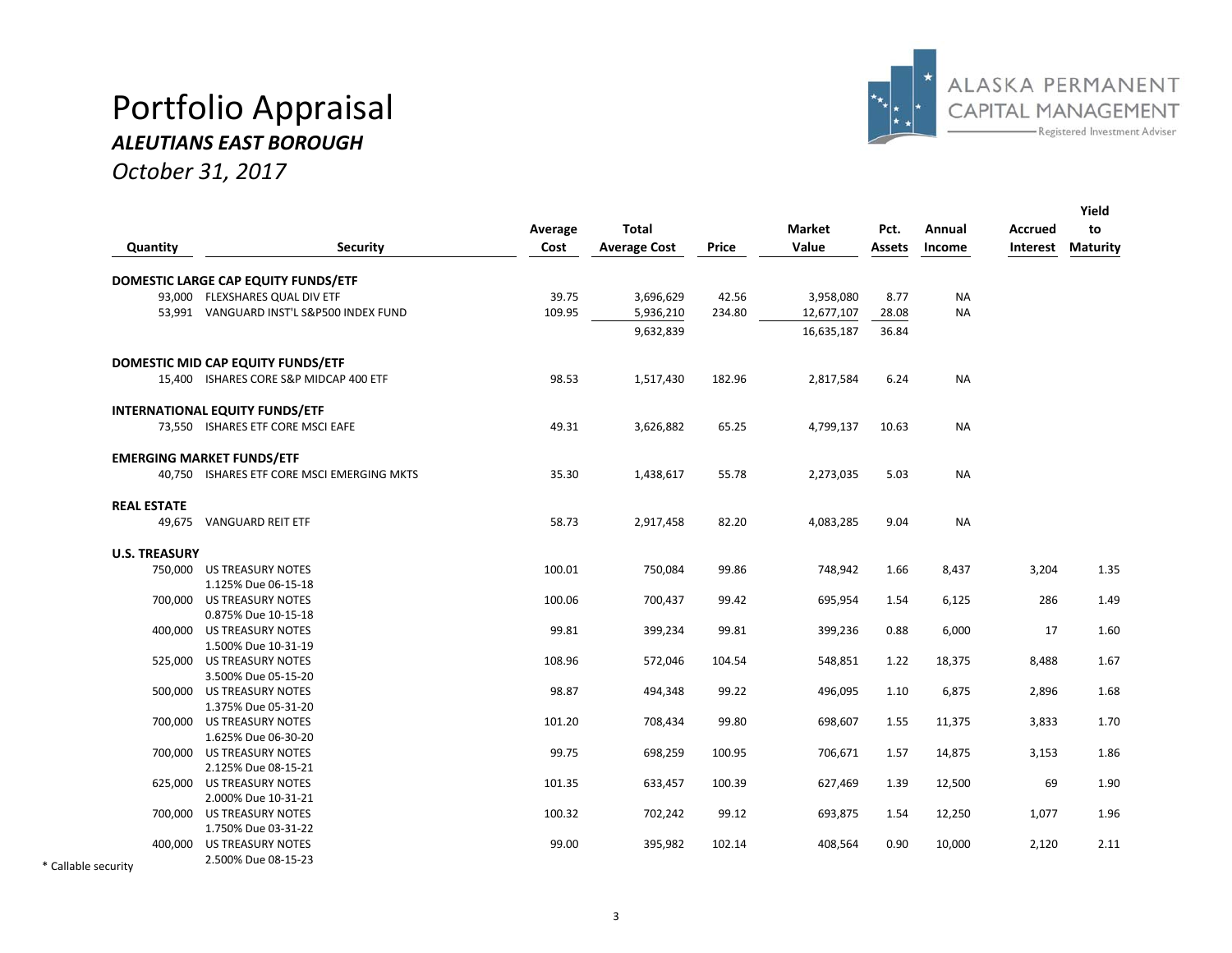# Portfolio Appraisal

***ALEUTIANS EAST BOROUGH***

*October 31, 2017*

| Quantity | Security | Average Cost | Total Average Cost | Price | Market Value | Pct. Assets | Annual Income | Accrued Interest | Yield to Maturity |
|---|---|---|---|---|---|---|---|---|---|
| **DOMESTIC LARGE CAP EQUITY FUNDS/ETF** | | | | | | | | | |
| 93,000 | FLEXSHARES QUAL DIV ETF | 39.75 | 3,696,629 | 42.56 | 3,958,080 | 8.77 | NA | | |
| 53,991 | VANGUARD INST'L S&P500 INDEX FUND | 109.95 | 5,936,210 | 234.80 | 12,677,107 | 28.08 | NA | | |
| | | | 9,632,839 | | 16,635,187 | 36.84 | | | |
| **DOMESTIC MID CAP EQUITY FUNDS/ETF** | | | | | | | | | |
| 15,400 | ISHARES CORE S&P MIDCAP 400 ETF | 98.53 | 1,517,430 | 182.96 | 2,817,584 | 6.24 | NA | | |
| **INTERNATIONAL EQUITY FUNDS/ETF** | | | | | | | | | |
| 73,550 | ISHARES ETF CORE MSCI EAFE | 49.31 | 3,626,882 | 65.25 | 4,799,137 | 10.63 | NA | | |
| **EMERGING MARKET FUNDS/ETF** | | | | | | | | | |
| 40,750 | ISHARES ETF CORE MSCI EMERGING MKTS | 35.30 | 1,438,617 | 55.78 | 2,273,035 | 5.03 | NA | | |
| **REAL ESTATE** | | | | | | | | | |
| 49,675 | VANGUARD REIT ETF | 58.73 | 2,917,458 | 82.20 | 4,083,285 | 9.04 | NA | | |
| **U.S. TREASURY** | | | | | | | | | |
| 750,000 | US TREASURY NOTES 1.125% Due 06-15-18 | 100.01 | 750,084 | 99.86 | 748,942 | 1.66 | 8,437 | 3,204 | 1.35 |
| 700,000 | US TREASURY NOTES 0.875% Due 10-15-18 | 100.06 | 700,437 | 99.42 | 695,954 | 1.54 | 6,125 | 286 | 1.49 |
| 400,000 | US TREASURY NOTES 1.500% Due 10-31-19 | 99.81 | 399,234 | 99.81 | 399,236 | 0.88 | 6,000 | 17 | 1.60 |
| 525,000 | US TREASURY NOTES 3.500% Due 05-15-20 | 108.96 | 572,046 | 104.54 | 548,851 | 1.22 | 18,375 | 8,488 | 1.67 |
| 500,000 | US TREASURY NOTES 1.375% Due 05-31-20 | 98.87 | 494,348 | 99.22 | 496,095 | 1.10 | 6,875 | 2,896 | 1.68 |
| 700,000 | US TREASURY NOTES 1.625% Due 06-30-20 | 101.20 | 708,434 | 99.80 | 698,607 | 1.55 | 11,375 | 3,833 | 1.70 |
| 700,000 | US TREASURY NOTES 2.125% Due 08-15-21 | 99.75 | 698,259 | 100.95 | 706,671 | 1.57 | 14,875 | 3,153 | 1.86 |
| 625,000 | US TREASURY NOTES 2.000% Due 10-31-21 | 101.35 | 633,457 | 100.39 | 627,469 | 1.39 | 12,500 | 69 | 1.90 |
| 700,000 | US TREASURY NOTES 1.750% Due 03-31-22 | 100.32 | 702,242 | 99.12 | 693,875 | 1.54 | 12,250 | 1,077 | 1.96 |
| 400,000 | US TREASURY NOTES 2.500% Due 08-15-23 | 99.00 | 395,982 | 102.14 | 408,564 | 0.90 | 10,000 | 2,120 | 2.11 |

\* Callable security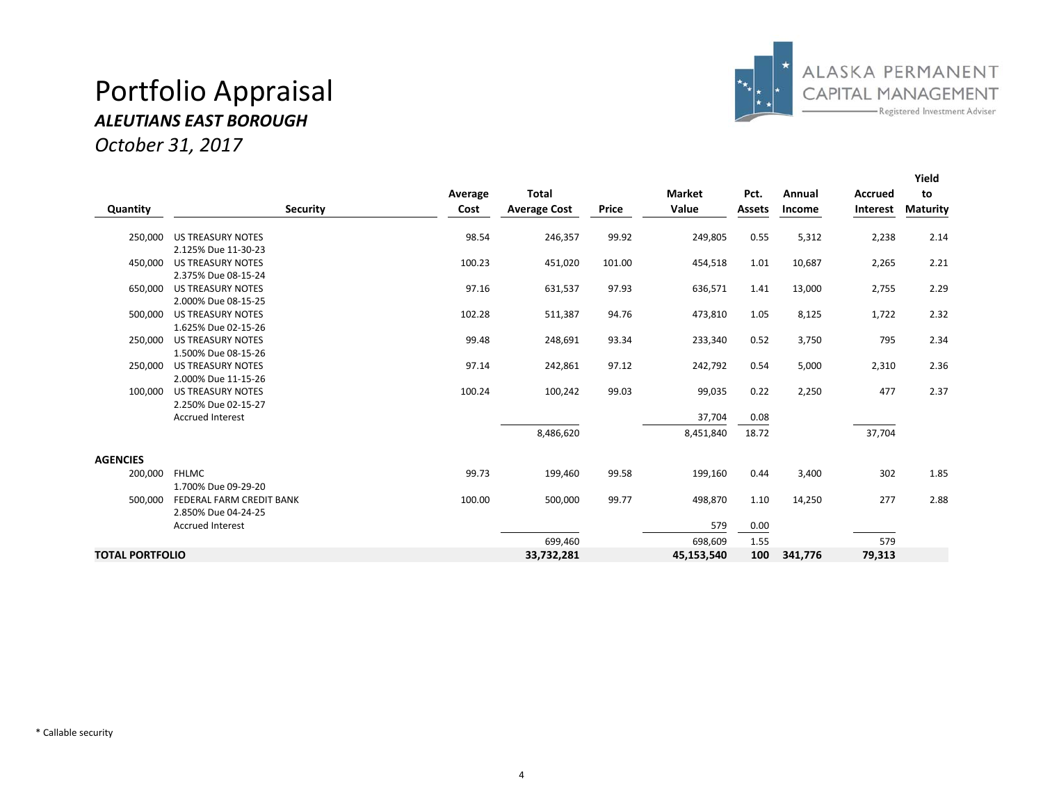# Portfolio Appraisal

***ALEUTIANS EAST BOROUGH***

*October 31, 2017*

| Quantity | Security | Average Cost | Total Average Cost | Price | Market Value | Pct. Assets | Annual Income | Accrued Interest | Yield to Maturity |
|---|---|---|---|---|---|---|---|---|---|
| 250,000 | US TREASURY NOTES 2.125% Due 11-30-23 | 98.54 | 246,357 | 99.92 | 249,805 | 0.55 | 5,312 | 2,238 | 2.14 |
| 450,000 | US TREASURY NOTES 2.375% Due 08-15-24 | 100.23 | 451,020 | 101.00 | 454,518 | 1.01 | 10,687 | 2,265 | 2.21 |
| 650,000 | US TREASURY NOTES 2.000% Due 08-15-25 | 97.16 | 631,537 | 97.93 | 636,571 | 1.41 | 13,000 | 2,755 | 2.29 |
| 500,000 | US TREASURY NOTES 1.625% Due 02-15-26 | 102.28 | 511,387 | 94.76 | 473,810 | 1.05 | 8,125 | 1,722 | 2.32 |
| 250,000 | US TREASURY NOTES 1.500% Due 08-15-26 | 99.48 | 248,691 | 93.34 | 233,340 | 0.52 | 3,750 | 795 | 2.34 |
| 250,000 | US TREASURY NOTES 2.000% Due 11-15-26 | 97.14 | 242,861 | 97.12 | 242,792 | 0.54 | 5,000 | 2,310 | 2.36 |
| 100,000 | US TREASURY NOTES 2.250% Due 02-15-27 | 100.24 | 100,242 | 99.03 | 99,035 | 0.22 | 2,250 | 477 | 2.37 |
| | Accrued Interest | | | | 37,704 | 0.08 | | | |
| | | | 8,486,620 | | 8,451,840 | 18.72 | | 37,704 | |
| **AGENCIES** | | | | | | | | | |
| 200,000 | FHLMC 1.700% Due 09-29-20 | 99.73 | 199,460 | 99.58 | 199,160 | 0.44 | 3,400 | 302 | 1.85 |
| 500,000 | FEDERAL FARM CREDIT BANK 2.850% Due 04-24-25 | 100.00 | 500,000 | 99.77 | 498,870 | 1.10 | 14,250 | 277 | 2.88 |
| | Accrued Interest | | | | 579 | 0.00 | | | |
| | | | 699,460 | | 698,609 | 1.55 | | 579 | |
| **TOTAL PORTFOLIO** | | | **33,732,281** | | **45,153,540** | **100** | **341,776** | **79,313** | |

\* Callable security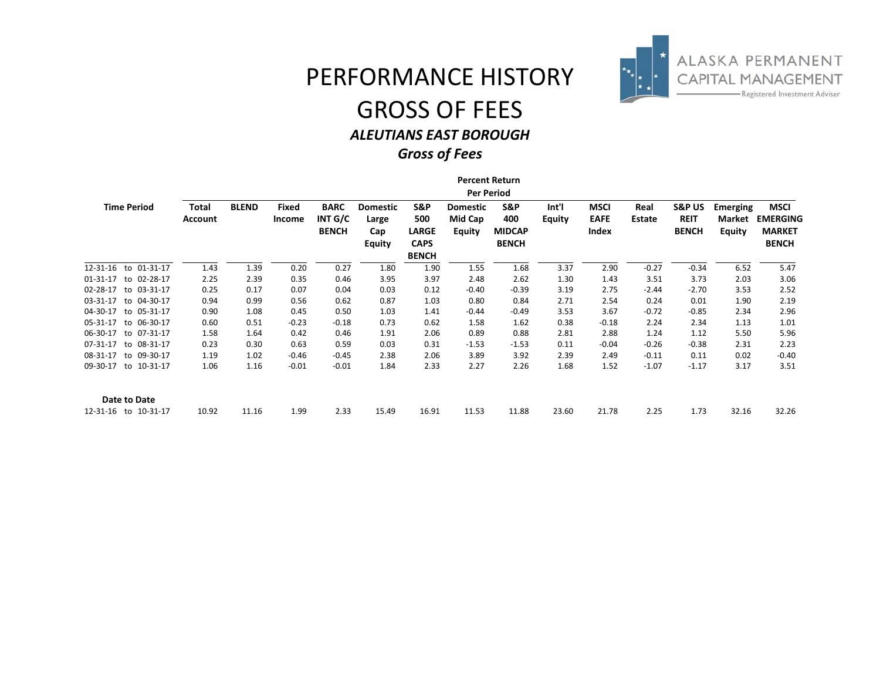# PERFORMANCE HISTORY

# GROSS OF FEES

### *ALEUTIANS EAST BOROUGH*

### *Gross of Fees*

ALASKA PERMANENT CAPITAL MANAGEMENT
Registered Investment Adviser

| | | | | | | | Percent Return Per Period | | | | | | | |
|---|---|---|---|---|---|---|---|---|---|---|---|---|---|---|
| **Time Period** | **Total Account** | **BLEND** | **Fixed Income** | **BARC INT G/C BENCH** | **Domestic Large Cap Equity** | **S&P 500 LARGE CAPS BENCH** | **Domestic Mid Cap Equity** | **S&P 400 MIDCAP BENCH** | **Int'l Equity** | **MSCI EAFE Index** | **Real Estate** | **S&P US REIT BENCH** | **Emerging Market Equity** | **MSCI EMERGING MARKET BENCH** |
| 12-31-16 to 01-31-17 | 1.43 | 1.39 | 0.20 | 0.27 | 1.80 | 1.90 | 1.55 | 1.68 | 3.37 | 2.90 | -0.27 | -0.34 | 6.52 | 5.47 |
| 01-31-17 to 02-28-17 | 2.25 | 2.39 | 0.35 | 0.46 | 3.95 | 3.97 | 2.48 | 2.62 | 1.30 | 1.43 | 3.51 | 3.73 | 2.03 | 3.06 |
| 02-28-17 to 03-31-17 | 0.25 | 0.17 | 0.07 | 0.04 | 0.03 | 0.12 | -0.40 | -0.39 | 3.19 | 2.75 | -2.44 | -2.70 | 3.53 | 2.52 |
| 03-31-17 to 04-30-17 | 0.94 | 0.99 | 0.56 | 0.62 | 0.87 | 1.03 | 0.80 | 0.84 | 2.71 | 2.54 | 0.24 | 0.01 | 1.90 | 2.19 |
| 04-30-17 to 05-31-17 | 0.90 | 1.08 | 0.45 | 0.50 | 1.03 | 1.41 | -0.44 | -0.49 | 3.53 | 3.67 | -0.72 | -0.85 | 2.34 | 2.96 |
| 05-31-17 to 06-30-17 | 0.60 | 0.51 | -0.23 | -0.18 | 0.73 | 0.62 | 1.58 | 1.62 | 0.38 | -0.18 | 2.24 | 2.34 | 1.13 | 1.01 |
| 06-30-17 to 07-31-17 | 1.58 | 1.64 | 0.42 | 0.46 | 1.91 | 2.06 | 0.89 | 0.88 | 2.81 | 2.88 | 1.24 | 1.12 | 5.50 | 5.96 |
| 07-31-17 to 08-31-17 | 0.23 | 0.30 | 0.63 | 0.59 | 0.03 | 0.31 | -1.53 | -1.53 | 0.11 | -0.04 | -0.26 | -0.38 | 2.31 | 2.23 |
| 08-31-17 to 09-30-17 | 1.19 | 1.02 | -0.46 | -0.45 | 2.38 | 2.06 | 3.89 | 3.92 | 2.39 | 2.49 | -0.11 | 0.11 | 0.02 | -0.40 |
| 09-30-17 to 10-31-17 | 1.06 | 1.16 | -0.01 | -0.01 | 1.84 | 2.33 | 2.27 | 2.26 | 1.68 | 1.52 | -1.07 | -1.17 | 3.17 | 3.51 |
| **Date to Date** | | | | | | | | | | | | | | |
| 12-31-16 to 10-31-17 | 10.92 | 11.16 | 1.99 | 2.33 | 15.49 | 16.91 | 11.53 | 11.88 | 23.60 | 21.78 | 2.25 | 1.73 | 32.16 | 32.26 |